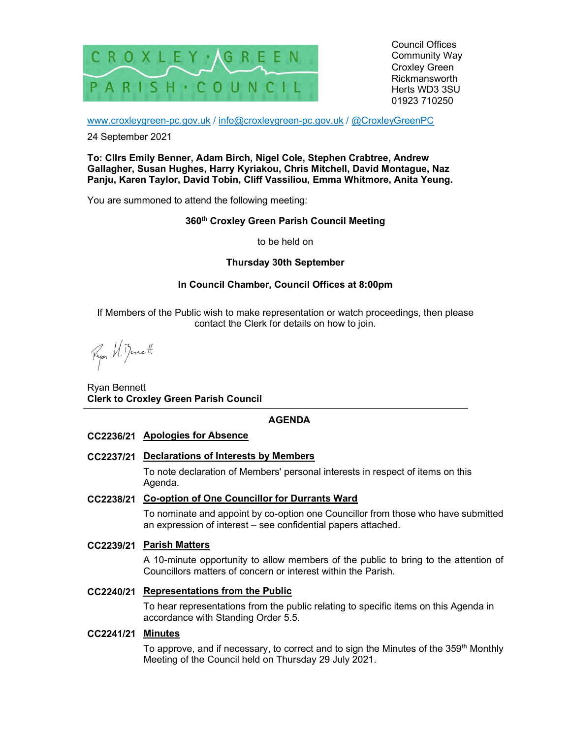CROXLEY GREEN PARISH COUNCIL

Council Offices
Community Way
Croxley Green
Rickmansworth
Herts WD3 3SU
01923 710250

www.croxleygreen-pc.gov.uk / info@croxleygreen-pc.gov.uk / @CroxleyGreenPC

24 September 2021

**To: Cllrs Emily Benner, Adam Birch, Nigel Cole, Stephen Crabtree, Andrew Gallagher, Susan Hughes, Harry Kyriakou, Chris Mitchell, David Montague, Naz Panju, Karen Taylor, David Tobin, Cliff Vassiliou, Emma Whitmore, Anita Yeung.**

You are summoned to attend the following meeting:

**360th Croxley Green Parish Council Meeting**

to be held on

**Thursday 30th September**

**In Council Chamber, Council Offices at 8:00pm**

If Members of the Public wish to make representation or watch proceedings, then please contact the Clerk for details on how to join.

Ryan Bennett
**Clerk to Croxley Green Parish Council**

---

## AGENDA

**CC2236/21** **Apologies for Absence**

**CC2237/21** **Declarations of Interests by Members**

To note declaration of Members' personal interests in respect of items on this Agenda.

**CC2238/21** **Co-option of One Councillor for Durrants Ward**

To nominate and appoint by co-option one Councillor from those who have submitted an expression of interest – see confidential papers attached.

**CC2239/21** **Parish Matters**

A 10-minute opportunity to allow members of the public to bring to the attention of Councillors matters of concern or interest within the Parish.

**CC2240/21** **Representations from the Public**

To hear representations from the public relating to specific items on this Agenda in accordance with Standing Order 5.5.

**CC2241/21** **Minutes**

To approve, and if necessary, to correct and to sign the Minutes of the 359th Monthly Meeting of the Council held on Thursday 29 July 2021.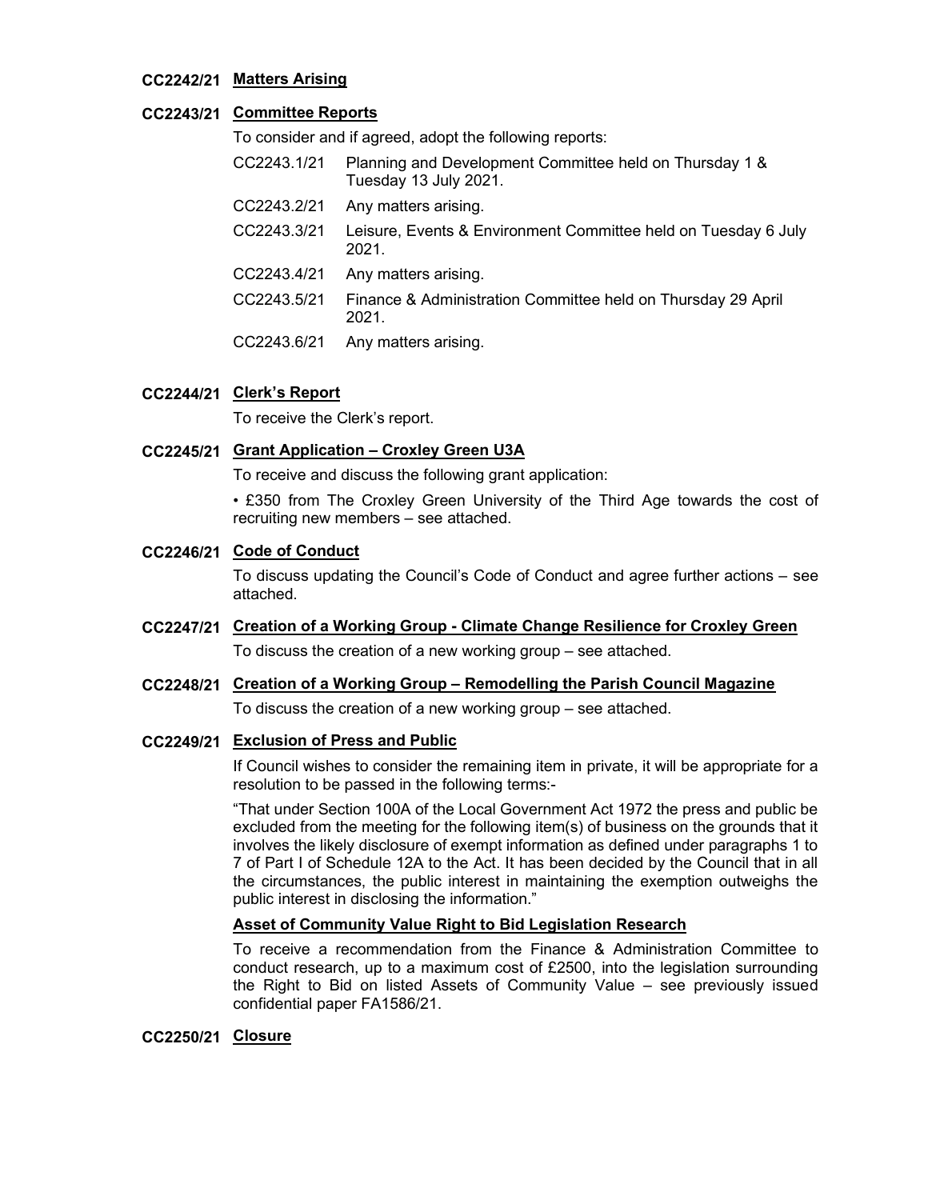**CC2242/21 Matters Arising**

**CC2243/21 Committee Reports**

To consider and if agreed, adopt the following reports:

| | |
|---|---|
| CC2243.1/21 | Planning and Development Committee held on Thursday 1 & Tuesday 13 July 2021. |
| CC2243.2/21 | Any matters arising. |
| CC2243.3/21 | Leisure, Events & Environment Committee held on Tuesday 6 July 2021. |
| CC2243.4/21 | Any matters arising. |
| CC2243.5/21 | Finance & Administration Committee held on Thursday 29 April 2021. |
| CC2243.6/21 | Any matters arising. |

**CC2244/21 Clerk's Report**

To receive the Clerk's report.

**CC2245/21 Grant Application – Croxley Green U3A**

To receive and discuss the following grant application:

• £350 from The Croxley Green University of the Third Age towards the cost of recruiting new members – see attached.

**CC2246/21 Code of Conduct**

To discuss updating the Council's Code of Conduct and agree further actions – see attached.

**CC2247/21 Creation of a Working Group - Climate Change Resilience for Croxley Green**

To discuss the creation of a new working group – see attached.

**CC2248/21 Creation of a Working Group – Remodelling the Parish Council Magazine**

To discuss the creation of a new working group – see attached.

**CC2249/21 Exclusion of Press and Public**

If Council wishes to consider the remaining item in private, it will be appropriate for a resolution to be passed in the following terms:-

"That under Section 100A of the Local Government Act 1972 the press and public be excluded from the meeting for the following item(s) of business on the grounds that it involves the likely disclosure of exempt information as defined under paragraphs 1 to 7 of Part I of Schedule 12A to the Act. It has been decided by the Council that in all the circumstances, the public interest in maintaining the exemption outweighs the public interest in disclosing the information."

**Asset of Community Value Right to Bid Legislation Research**

To receive a recommendation from the Finance & Administration Committee to conduct research, up to a maximum cost of £2500, into the legislation surrounding the Right to Bid on listed Assets of Community Value – see previously issued confidential paper FA1586/21.

**CC2250/21 Closure**